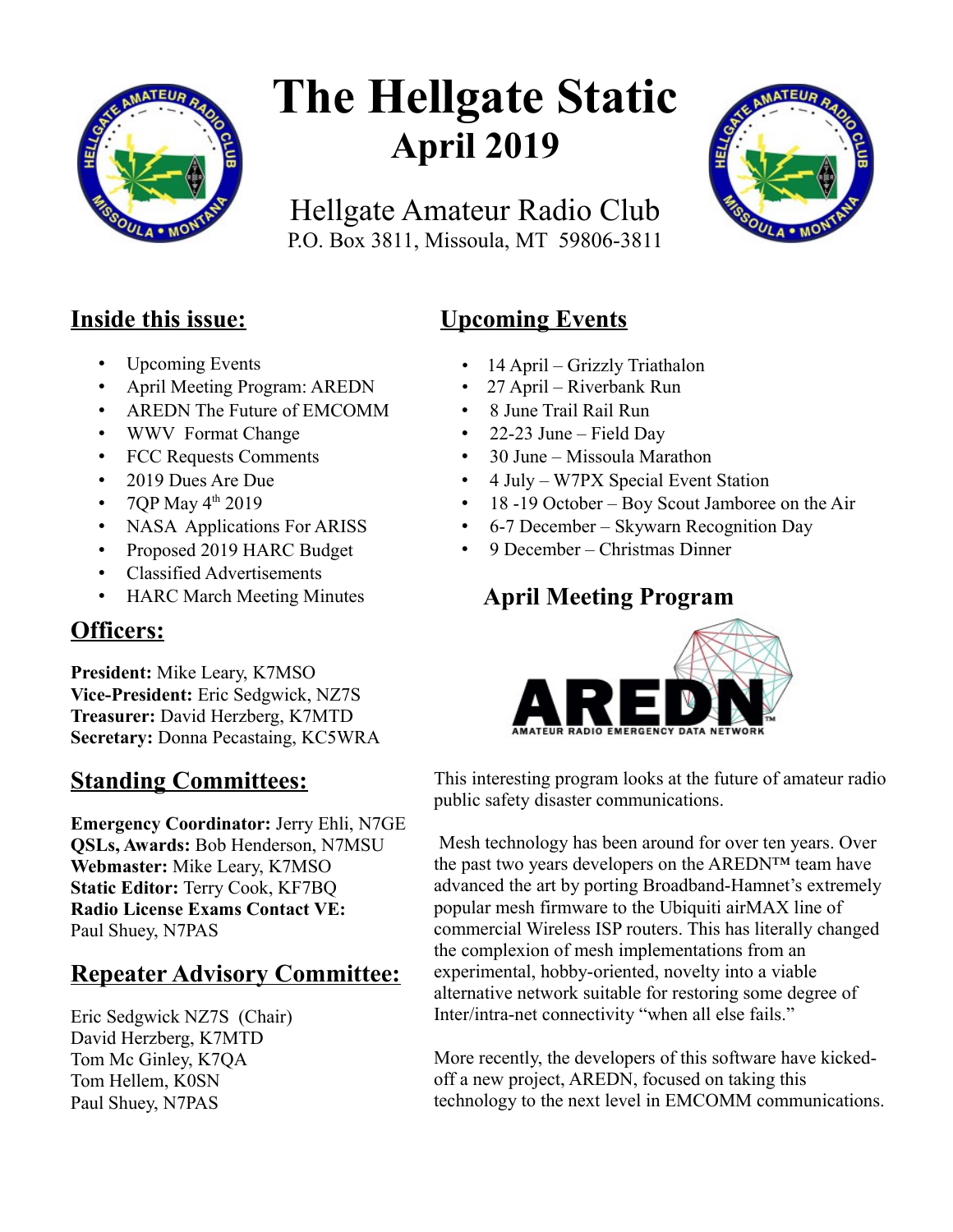# The Hellgate Static
## April 2019

Hellgate Amateur Radio Club
P.O. Box 3811, Missoula, MT 59806-3811

## Inside this issue:

- Upcoming Events
- April Meeting Program: AREDN
- AREDN The Future of EMCOMM
- WWV Format Change
- FCC Requests Comments
- 2019 Dues Are Due
- 7QP May 4th 2019
- NASA Applications For ARISS
- Proposed 2019 HARC Budget
- Classified Advertisements
- HARC March Meeting Minutes

## Officers:

**President:** Mike Leary, K7MSO
**Vice-President:** Eric Sedgwick, NZ7S
**Treasurer:** David Herzberg, K7MTD
**Secretary:** Donna Pecastaing, KC5WRA

## Standing Committees:

**Emergency Coordinator:** Jerry Ehli, N7GE
**QSLs, Awards:** Bob Henderson, N7MSU
**Webmaster:** Mike Leary, K7MSO
**Static Editor:** Terry Cook, KF7BQ
**Radio License Exams Contact VE:** Paul Shuey, N7PAS

## Repeater Advisory Committee:

Eric Sedgwick NZ7S (Chair)
David Herzberg, K7MTD
Tom Mc Ginley, K7QA
Tom Hellem, K0SN
Paul Shuey, N7PAS

## Upcoming Events

- 14 April – Grizzly Triathalon
- 27 April – Riverbank Run
- 8 June Trail Rail Run
- 22-23 June – Field Day
- 30 June – Missoula Marathon
- 4 July – W7PX Special Event Station
- 18 -19 October – Boy Scout Jamboree on the Air
- 6-7 December – Skywarn Recognition Day
- 9 December – Christmas Dinner

## April Meeting Program

AREDN
AMATEUR RADIO EMERGENCY DATA NETWORK

This interesting program looks at the future of amateur radio public safety disaster communications.

Mesh technology has been around for over ten years. Over the past two years developers on the AREDN™ team have advanced the art by porting Broadband-Hamnet's extremely popular mesh firmware to the Ubiquiti airMAX line of commercial Wireless ISP routers. This has literally changed the complexion of mesh implementations from an experimental, hobby-oriented, novelty into a viable alternative network suitable for restoring some degree of Inter/intra-net connectivity "when all else fails."

More recently, the developers of this software have kicked-off a new project, AREDN, focused on taking this technology to the next level in EMCOMM communications.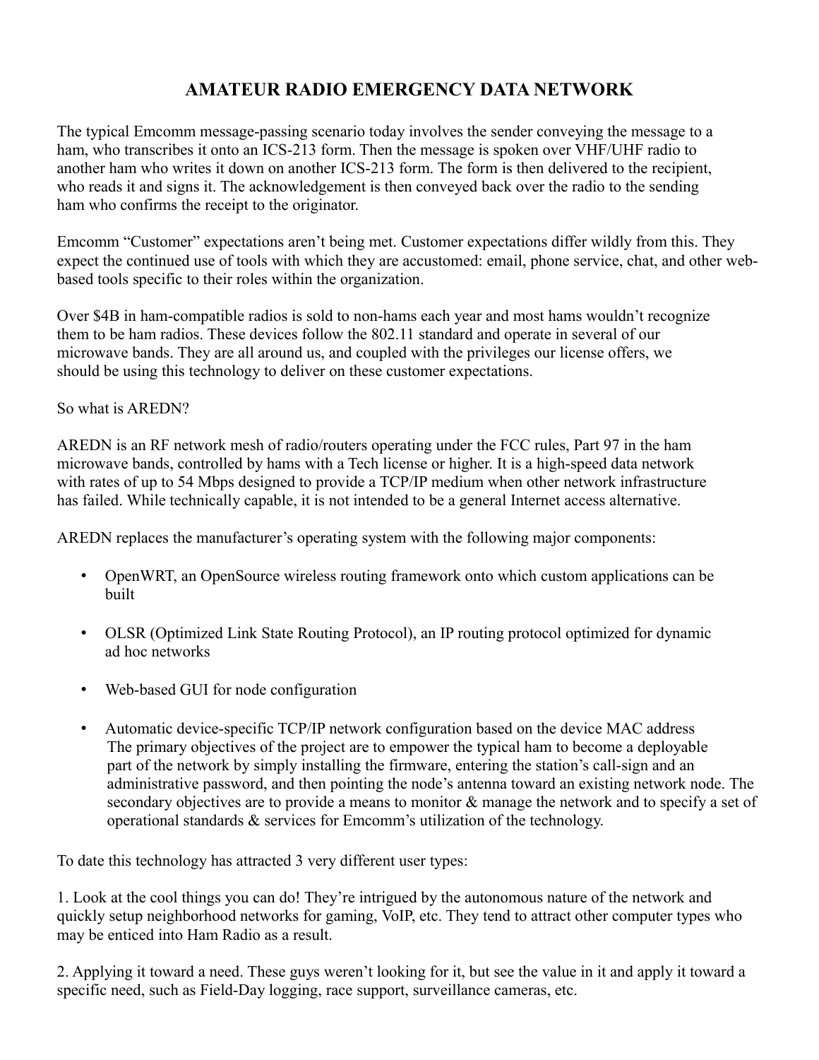# AMATEUR RADIO EMERGENCY DATA NETWORK

The typical Emcomm message-passing scenario today involves the sender conveying the message to a ham, who transcribes it onto an ICS-213 form. Then the message is spoken over VHF/UHF radio to another ham who writes it down on another ICS-213 form. The form is then delivered to the recipient, who reads it and signs it. The acknowledgement is then conveyed back over the radio to the sending ham who confirms the receipt to the originator.

Emcomm "Customer" expectations aren't being met. Customer expectations differ wildly from this. They expect the continued use of tools with which they are accustomed: email, phone service, chat, and other web-based tools specific to their roles within the organization.

Over $4B in ham-compatible radios is sold to non-hams each year and most hams wouldn't recognize them to be ham radios. These devices follow the 802.11 standard and operate in several of our microwave bands. They are all around us, and coupled with the privileges our license offers, we should be using this technology to deliver on these customer expectations.

So what is AREDN?

AREDN is an RF network mesh of radio/routers operating under the FCC rules, Part 97 in the ham microwave bands, controlled by hams with a Tech license or higher. It is a high-speed data network with rates of up to 54 Mbps designed to provide a TCP/IP medium when other network infrastructure has failed. While technically capable, it is not intended to be a general Internet access alternative.

AREDN replaces the manufacturer's operating system with the following major components:

- OpenWRT, an OpenSource wireless routing framework onto which custom applications can be built
- OLSR (Optimized Link State Routing Protocol), an IP routing protocol optimized for dynamic ad hoc networks
- Web-based GUI for node configuration
- Automatic device-specific TCP/IP network configuration based on the device MAC address
  The primary objectives of the project are to empower the typical ham to become a deployable part of the network by simply installing the firmware, entering the station's call-sign and an administrative password, and then pointing the node's antenna toward an existing network node. The secondary objectives are to provide a means to monitor & manage the network and to specify a set of operational standards & services for Emcomm's utilization of the technology.

To date this technology has attracted 3 very different user types:

1. Look at the cool things you can do! They're intrigued by the autonomous nature of the network and quickly setup neighborhood networks for gaming, VoIP, etc. They tend to attract other computer types who may be enticed into Ham Radio as a result.

2. Applying it toward a need. These guys weren't looking for it, but see the value in it and apply it toward a specific need, such as Field-Day logging, race support, surveillance cameras, etc.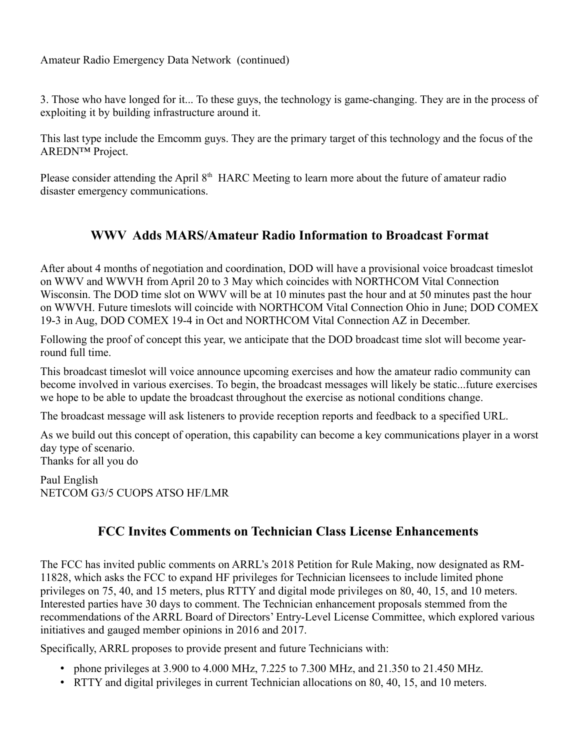Amateur Radio Emergency Data Network (continued)

3. Those who have longed for it... To these guys, the technology is game-changing. They are in the process of exploiting it by building infrastructure around it.

This last type include the Emcomm guys. They are the primary target of this technology and the focus of the AREDN™ Project.

Please consider attending the April 8th HARC Meeting to learn more about the future of amateur radio disaster emergency communications.

## WWV Adds MARS/Amateur Radio Information to Broadcast Format

After about 4 months of negotiation and coordination, DOD will have a provisional voice broadcast timeslot on WWV and WWVH from April 20 to 3 May which coincides with NORTHCOM Vital Connection Wisconsin. The DOD time slot on WWV will be at 10 minutes past the hour and at 50 minutes past the hour on WWVH. Future timeslots will coincide with NORTHCOM Vital Connection Ohio in June; DOD COMEX 19-3 in Aug, DOD COMEX 19-4 in Oct and NORTHCOM Vital Connection AZ in December.

Following the proof of concept this year, we anticipate that the DOD broadcast time slot will become year-round full time.

This broadcast timeslot will voice announce upcoming exercises and how the amateur radio community can become involved in various exercises. To begin, the broadcast messages will likely be static...future exercises we hope to be able to update the broadcast throughout the exercise as notional conditions change.

The broadcast message will ask listeners to provide reception reports and feedback to a specified URL.

As we build out this concept of operation, this capability can become a key communications player in a worst day type of scenario.
Thanks for all you do

Paul English
NETCOM G3/5 CUOPS ATSO HF/LMR

## FCC Invites Comments on Technician Class License Enhancements

The FCC has invited public comments on ARRL's 2018 Petition for Rule Making, now designated as RM-11828, which asks the FCC to expand HF privileges for Technician licensees to include limited phone privileges on 75, 40, and 15 meters, plus RTTY and digital mode privileges on 80, 40, 15, and 10 meters. Interested parties have 30 days to comment. The Technician enhancement proposals stemmed from the recommendations of the ARRL Board of Directors' Entry-Level License Committee, which explored various initiatives and gauged member opinions in 2016 and 2017.

Specifically, ARRL proposes to provide present and future Technicians with:

- phone privileges at 3.900 to 4.000 MHz, 7.225 to 7.300 MHz, and 21.350 to 21.450 MHz.
- RTTY and digital privileges in current Technician allocations on 80, 40, 15, and 10 meters.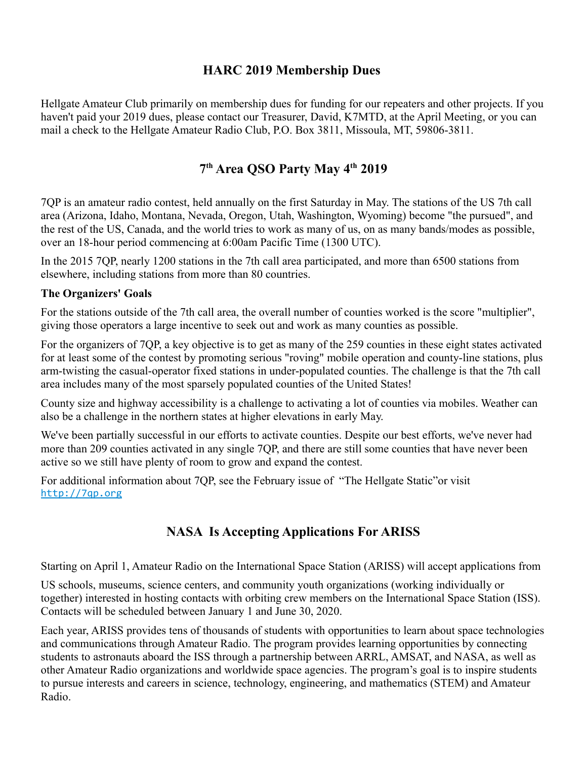## HARC 2019 Membership Dues

Hellgate Amateur Club primarily on membership dues for funding for our repeaters and other projects. If you haven't paid your 2019 dues, please contact our Treasurer, David, K7MTD, at the April Meeting, or you can mail a check to the Hellgate Amateur Radio Club, P.O. Box 3811, Missoula, MT, 59806-3811.

## 7th Area QSO Party May 4th 2019

7QP is an amateur radio contest, held annually on the first Saturday in May. The stations of the US 7th call area (Arizona, Idaho, Montana, Nevada, Oregon, Utah, Washington, Wyoming) become "the pursued", and the rest of the US, Canada, and the world tries to work as many of us, on as many bands/modes as possible, over an 18-hour period commencing at 6:00am Pacific Time (1300 UTC).

In the 2015 7QP, nearly 1200 stations in the 7th call area participated, and more than 6500 stations from elsewhere, including stations from more than 80 countries.

**The Organizers' Goals**

For the stations outside of the 7th call area, the overall number of counties worked is the score "multiplier", giving those operators a large incentive to seek out and work as many counties as possible.

For the organizers of 7QP, a key objective is to get as many of the 259 counties in these eight states activated for at least some of the contest by promoting serious "roving" mobile operation and county-line stations, plus arm-twisting the casual-operator fixed stations in under-populated counties. The challenge is that the 7th call area includes many of the most sparsely populated counties of the United States!

County size and highway accessibility is a challenge to activating a lot of counties via mobiles. Weather can also be a challenge in the northern states at higher elevations in early May.

We've been partially successful in our efforts to activate counties. Despite our best efforts, we've never had more than 209 counties activated in any single 7QP, and there are still some counties that have never been active so we still have plenty of room to grow and expand the contest.

For additional information about 7QP, see the February issue of "The Hellgate Static"or visit http://7qp.org

## NASA Is Accepting Applications For ARISS

Starting on April 1, Amateur Radio on the International Space Station (ARISS) will accept applications from

US schools, museums, science centers, and community youth organizations (working individually or together) interested in hosting contacts with orbiting crew members on the International Space Station (ISS). Contacts will be scheduled between January 1 and June 30, 2020.

Each year, ARISS provides tens of thousands of students with opportunities to learn about space technologies and communications through Amateur Radio. The program provides learning opportunities by connecting students to astronauts aboard the ISS through a partnership between ARRL, AMSAT, and NASA, as well as other Amateur Radio organizations and worldwide space agencies. The program's goal is to inspire students to pursue interests and careers in science, technology, engineering, and mathematics (STEM) and Amateur Radio.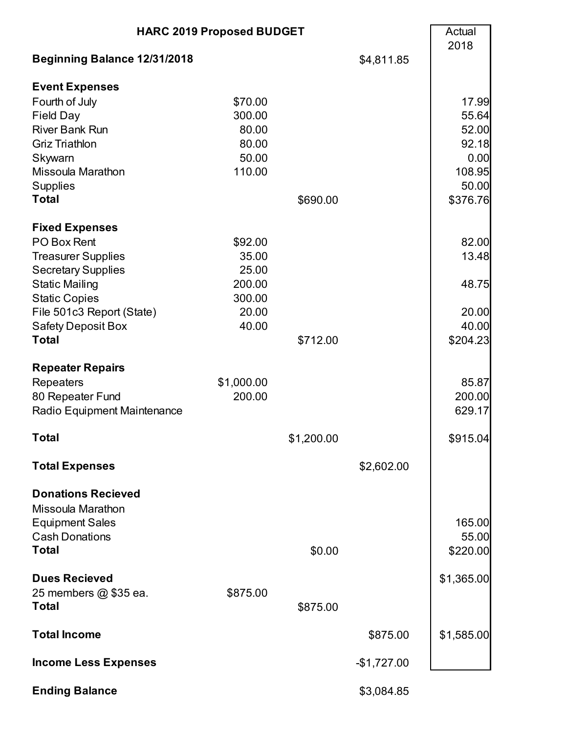# HARC 2019 Proposed BUDGET

| | | | | Actual 2018 |
|---|---|---|---|---|
| **Beginning Balance 12/31/2018** | | | $4,811.85 | |
| **Event Expenses** | | | | |
| Fourth of July | $70.00 | | | 17.99 |
| Field Day | 300.00 | | | 55.64 |
| River Bank Run | 80.00 | | | 52.00 |
| Griz Triathlon | 80.00 | | | 92.18 |
| Skywarn | 50.00 | | | 0.00 |
| Missoula Marathon | 110.00 | | | 108.95 |
| Supplies | | | | 50.00 |
| **Total** | | $690.00 | | $376.76 |
| **Fixed Expenses** | | | | |
| PO Box Rent | $92.00 | | | 82.00 |
| Treasurer Supplies | 35.00 | | | 13.48 |
| Secretary Supplies | 25.00 | | | |
| Static Mailing | 200.00 | | | 48.75 |
| Static Copies | 300.00 | | | |
| File 501c3 Report (State) | 20.00 | | | 20.00 |
| Safety Deposit Box | 40.00 | | | 40.00 |
| **Total** | | $712.00 | | $204.23 |
| **Repeater Repairs** | | | | |
| Repeaters | $1,000.00 | | | 85.87 |
| 80 Repeater Fund | 200.00 | | | 200.00 |
| Radio Equipment Maintenance | | | | 629.17 |
| **Total** | | $1,200.00 | | $915.04 |
| **Total Expenses** | | | $2,602.00 | |
| **Donations Recieved** | | | | |
| Missoula Marathon | | | | |
| Equipment Sales | | | | 165.00 |
| Cash Donations | | | | 55.00 |
| **Total** | | $0.00 | | $220.00 |
| **Dues Recieved** | | | | $1,365.00 |
| 25 members @ $35 ea. | $875.00 | | | |
| **Total** | | $875.00 | | |
| **Total Income** | | | $875.00 | $1,585.00 |
| **Income Less Expenses** | | | -$1,727.00 | |
| **Ending Balance** | | | $3,084.85 | |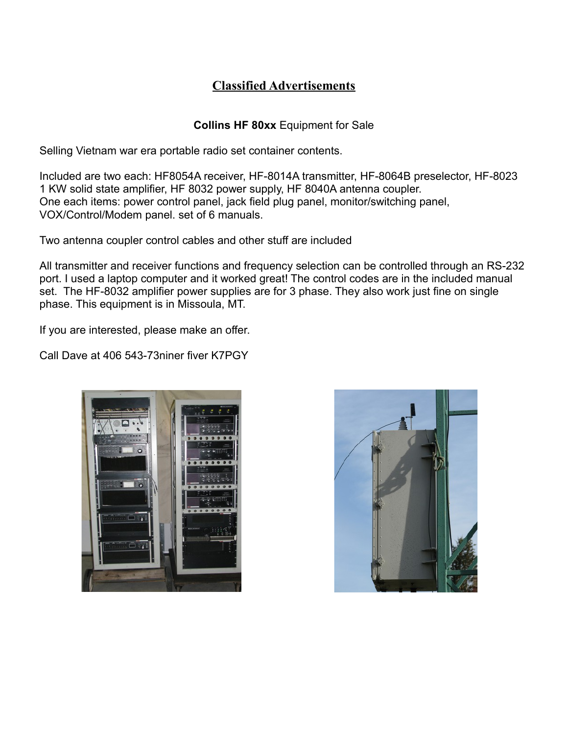# Classified Advertisements

**Collins HF 80xx** Equipment for Sale

Selling Vietnam war era portable radio set container contents.

Included are two each: HF8054A receiver, HF-8014A transmitter, HF-8064B preselector, HF-8023 1 KW solid state amplifier, HF 8032 power supply, HF 8040A antenna coupler.
One each items: power control panel, jack field plug panel, monitor/switching panel, VOX/Control/Modem panel. set of 6 manuals.

Two antenna coupler control cables and other stuff are included

All transmitter and receiver functions and frequency selection can be controlled through an RS-232 port. I used a laptop computer and it worked great! The control codes are in the included manual set. The HF-8032 amplifier power supplies are for 3 phase. They also work just fine on single phase. This equipment is in Missoula, MT.

If you are interested, please make an offer.

Call Dave at 406 543-73niner fiver K7PGY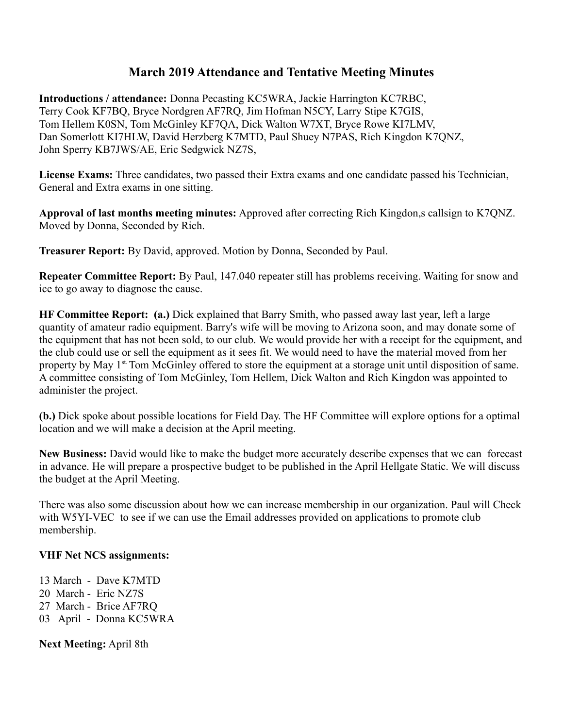# March 2019 Attendance and Tentative Meeting Minutes

**Introductions / attendance:** Donna Pecasting KC5WRA, Jackie Harrington KC7RBC, Terry Cook KF7BQ, Bryce Nordgren AF7RQ, Jim Hofman N5CY, Larry Stipe K7GIS, Tom Hellem K0SN, Tom McGinley KF7QA, Dick Walton W7XT, Bryce Rowe KI7LMV, Dan Somerlott KI7HLW, David Herzberg K7MTD, Paul Shuey N7PAS, Rich Kingdon K7QNZ, John Sperry KB7JWS/AE, Eric Sedgwick NZ7S,

**License Exams:** Three candidates, two passed their Extra exams and one candidate passed his Technician, General and Extra exams in one sitting.

**Approval of last months meeting minutes:** Approved after correcting Rich Kingdon,s callsign to K7QNZ. Moved by Donna, Seconded by Rich.

**Treasurer Report:** By David, approved. Motion by Donna, Seconded by Paul.

**Repeater Committee Report:** By Paul, 147.040 repeater still has problems receiving. Waiting for snow and ice to go away to diagnose the cause.

**HF Committee Report: (a.)** Dick explained that Barry Smith, who passed away last year, left a large quantity of amateur radio equipment. Barry's wife will be moving to Arizona soon, and may donate some of the equipment that has not been sold, to our club. We would provide her with a receipt for the equipment, and the club could use or sell the equipment as it sees fit. We would need to have the material moved from her property by May 1st. Tom McGinley offered to store the equipment at a storage unit until disposition of same. A committee consisting of Tom McGinley, Tom Hellem, Dick Walton and Rich Kingdon was appointed to administer the project.

**(b.)** Dick spoke about possible locations for Field Day. The HF Committee will explore options for a optimal location and we will make a decision at the April meeting.

**New Business:** David would like to make the budget more accurately describe expenses that we can forecast in advance. He will prepare a prospective budget to be published in the April Hellgate Static. We will discuss the budget at the April Meeting.

There was also some discussion about how we can increase membership in our organization. Paul will Check with W5YI-VEC to see if we can use the Email addresses provided on applications to promote club membership.

**VHF Net NCS assignments:**

13 March - Dave K7MTD
20 March - Eric NZ7S
27 March - Brice AF7RQ
03 April - Donna KC5WRA

**Next Meeting:** April 8th